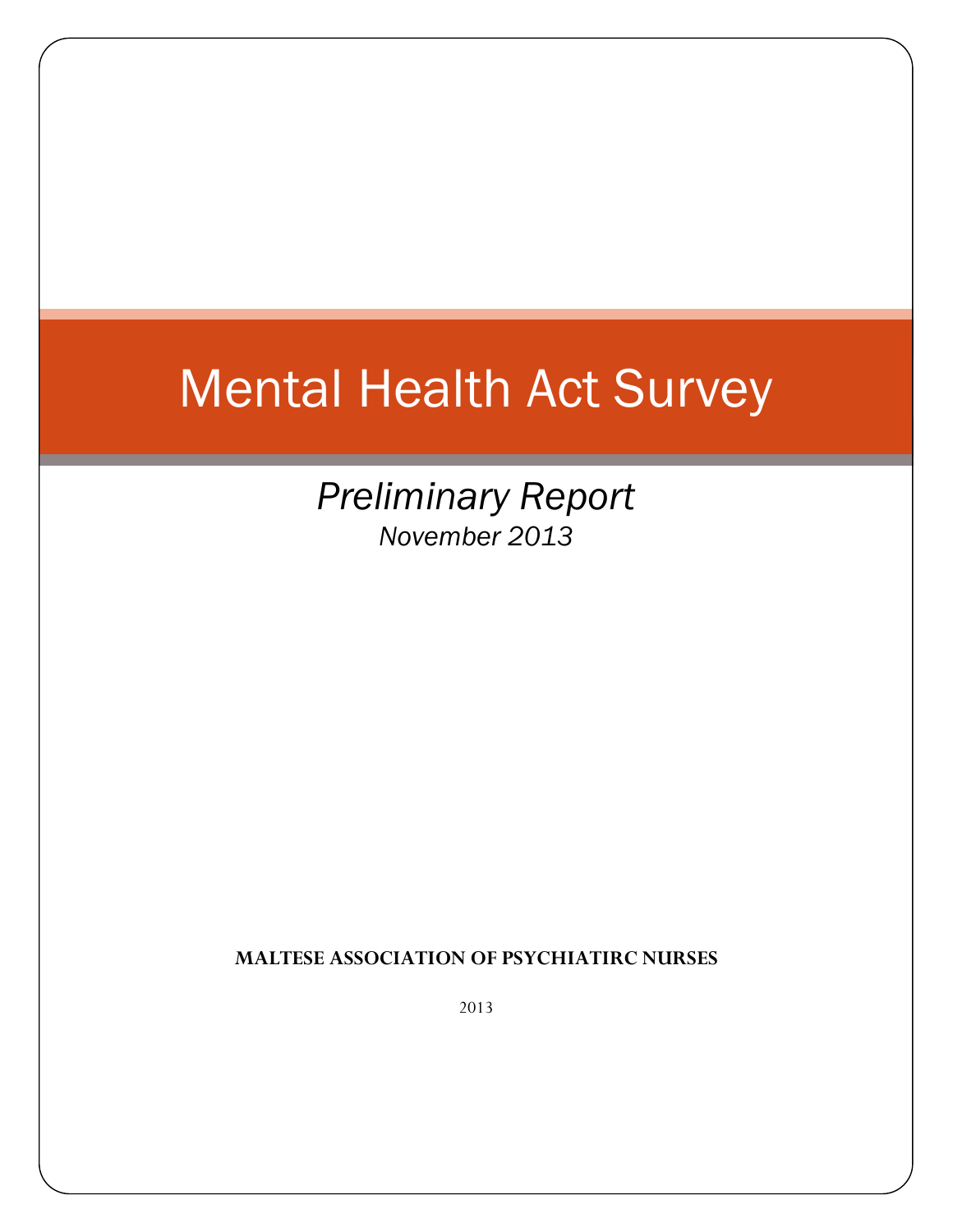# Mental Health Act Survey

*Preliminary Report*

*November 2013*

**MALTESE ASSOCIATION OF PSYCHIATIRC NURSES**

2013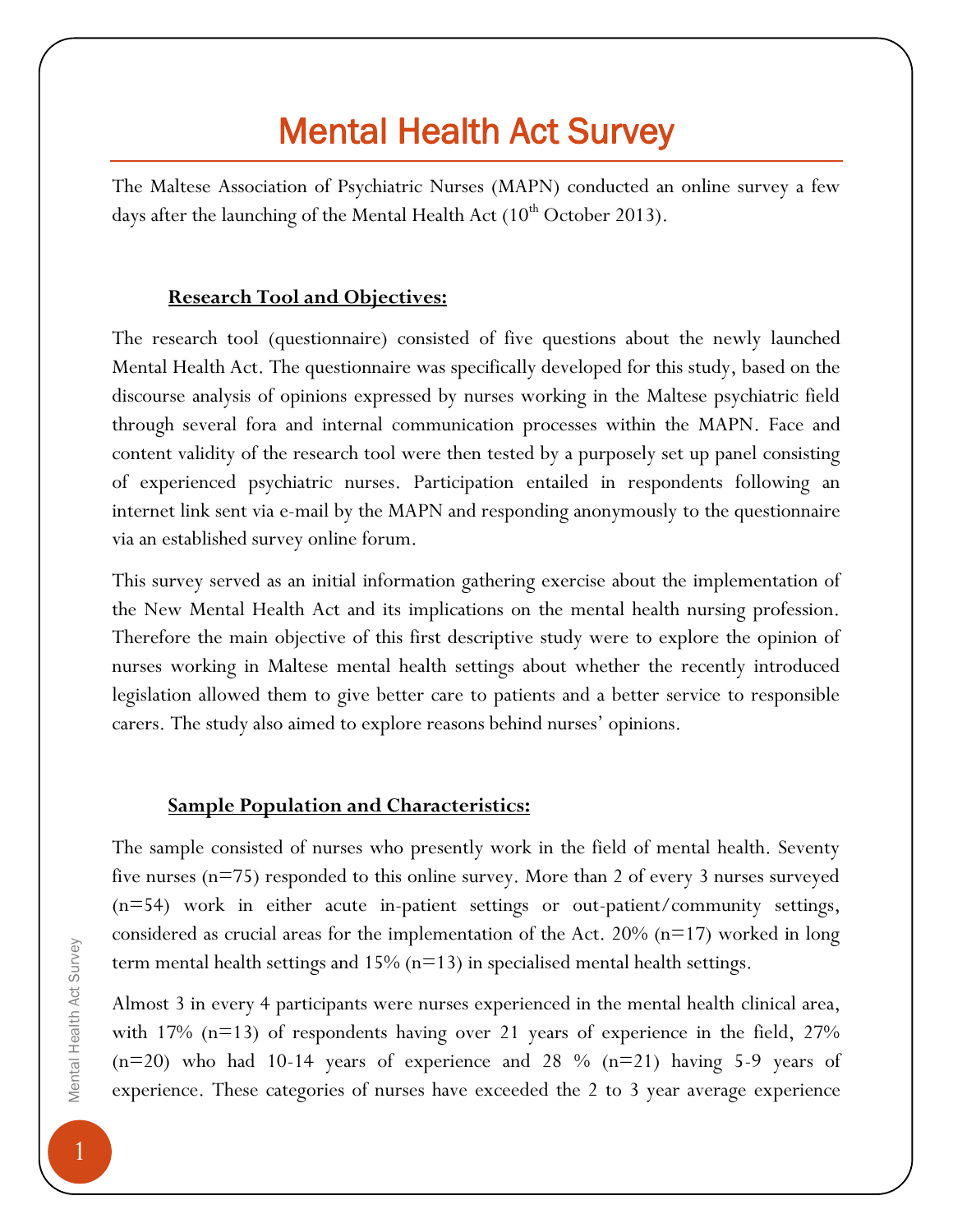# Mental Health Act Survey

The Maltese Association of Psychiatric Nurses (MAPN) conducted an online survey a few days after the launching of the Mental Health Act (10th October 2013).

### Research Tool and Objectives:

The research tool (questionnaire) consisted of five questions about the newly launched Mental Health Act. The questionnaire was specifically developed for this study, based on the discourse analysis of opinions expressed by nurses working in the Maltese psychiatric field through several fora and internal communication processes within the MAPN. Face and content validity of the research tool were then tested by a purposely set up panel consisting of experienced psychiatric nurses. Participation entailed in respondents following an internet link sent via e-mail by the MAPN and responding anonymously to the questionnaire via an established survey online forum.

This survey served as an initial information gathering exercise about the implementation of the New Mental Health Act and its implications on the mental health nursing profession. Therefore the main objective of this first descriptive study were to explore the opinion of nurses working in Maltese mental health settings about whether the recently introduced legislation allowed them to give better care to patients and a better service to responsible carers. The study also aimed to explore reasons behind nurses' opinions.

### Sample Population and Characteristics:

The sample consisted of nurses who presently work in the field of mental health. Seventy five nurses (n=75) responded to this online survey. More than 2 of every 3 nurses surveyed (n=54) work in either acute in-patient settings or out-patient/community settings, considered as crucial areas for the implementation of the Act. 20% (n=17) worked in long term mental health settings and 15% (n=13) in specialised mental health settings.

Almost 3 in every 4 participants were nurses experienced in the mental health clinical area, with 17% (n=13) of respondents having over 21 years of experience in the field, 27% (n=20) who had 10-14 years of experience and 28 % (n=21) having 5-9 years of experience. These categories of nurses have exceeded the 2 to 3 year average experience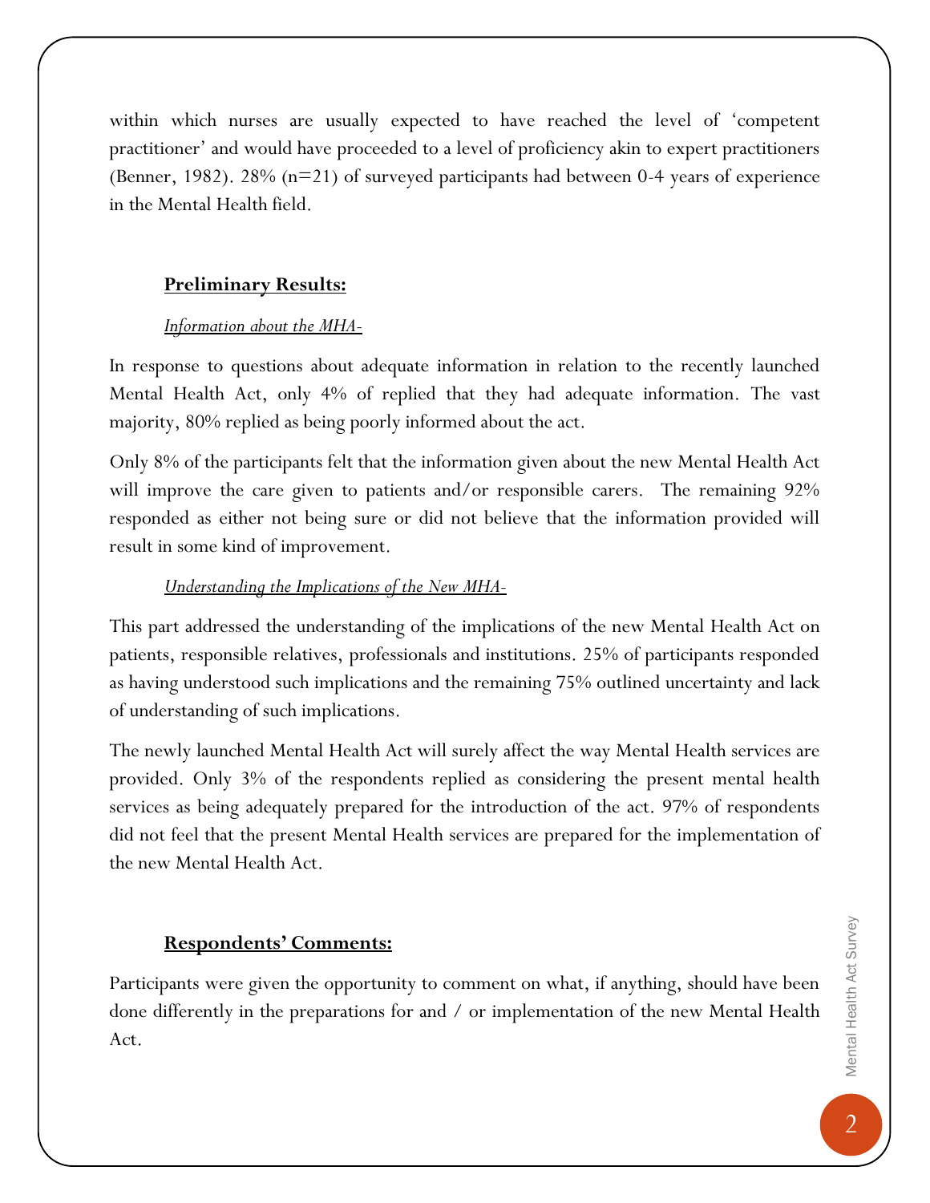within which nurses are usually expected to have reached the level of 'competent practitioner' and would have proceeded to a level of proficiency akin to expert practitioners (Benner, 1982). 28% (n=21) of surveyed participants had between 0-4 years of experience in the Mental Health field.

## **Preliminary Results:**

### *Information about the MHA-*

In response to questions about adequate information in relation to the recently launched Mental Health Act, only 4% of replied that they had adequate information. The vast majority, 80% replied as being poorly informed about the act.

Only 8% of the participants felt that the information given about the new Mental Health Act will improve the care given to patients and/or responsible carers. The remaining 92% responded as either not being sure or did not believe that the information provided will result in some kind of improvement.

### *Understanding the Implications of the New MHA-*

This part addressed the understanding of the implications of the new Mental Health Act on patients, responsible relatives, professionals and institutions. 25% of participants responded as having understood such implications and the remaining 75% outlined uncertainty and lack of understanding of such implications.

The newly launched Mental Health Act will surely affect the way Mental Health services are provided. Only 3% of the respondents replied as considering the present mental health services as being adequately prepared for the introduction of the act. 97% of respondents did not feel that the present Mental Health services are prepared for the implementation of the new Mental Health Act.

## **Respondents' Comments:**

Participants were given the opportunity to comment on what, if anything, should have been done differently in the preparations for and / or implementation of the new Mental Health Act.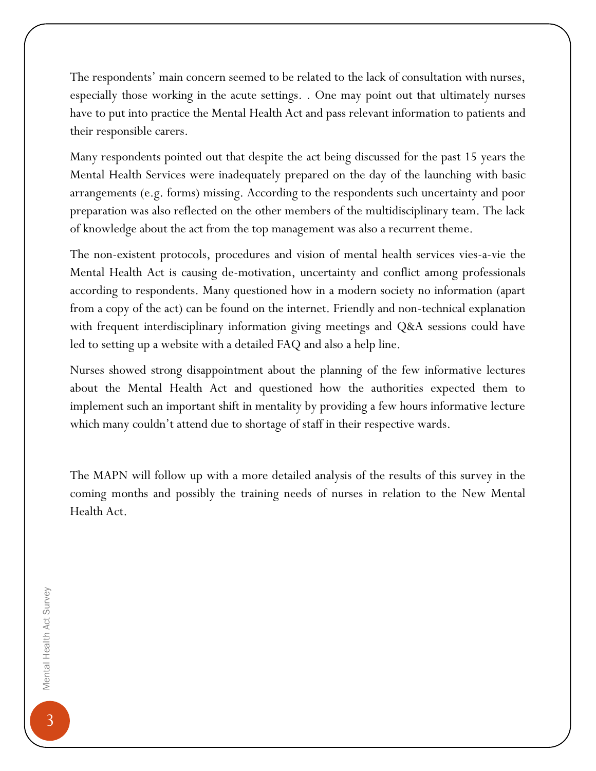The respondents' main concern seemed to be related to the lack of consultation with nurses, especially those working in the acute settings. . One may point out that ultimately nurses have to put into practice the Mental Health Act and pass relevant information to patients and their responsible carers.

Many respondents pointed out that despite the act being discussed for the past 15 years the Mental Health Services were inadequately prepared on the day of the launching with basic arrangements (e.g. forms) missing. According to the respondents such uncertainty and poor preparation was also reflected on the other members of the multidisciplinary team. The lack of knowledge about the act from the top management was also a recurrent theme.

The non-existent protocols, procedures and vision of mental health services vies-a-vie the Mental Health Act is causing de-motivation, uncertainty and conflict among professionals according to respondents. Many questioned how in a modern society no information (apart from a copy of the act) can be found on the internet. Friendly and non-technical explanation with frequent interdisciplinary information giving meetings and Q&A sessions could have led to setting up a website with a detailed FAQ and also a help line.

Nurses showed strong disappointment about the planning of the few informative lectures about the Mental Health Act and questioned how the authorities expected them to implement such an important shift in mentality by providing a few hours informative lecture which many couldn't attend due to shortage of staff in their respective wards.

The MAPN will follow up with a more detailed analysis of the results of this survey in the coming months and possibly the training needs of nurses in relation to the New Mental Health Act.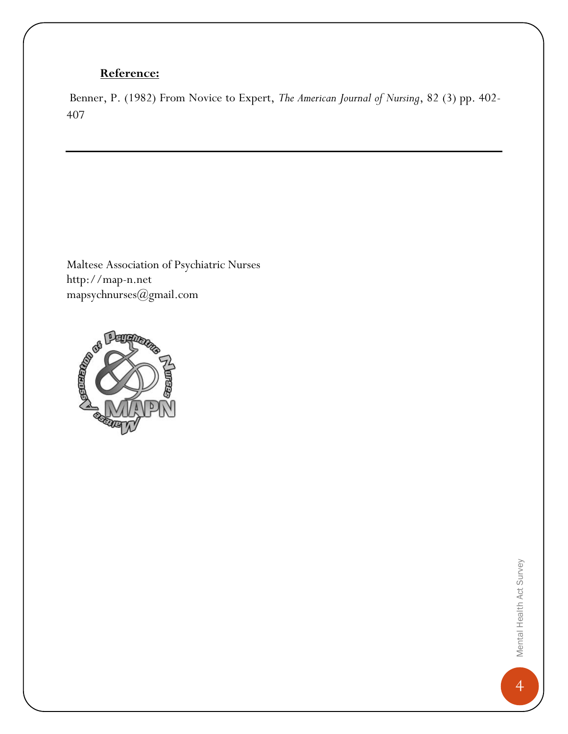**Reference:**

Benner, P. (1982) From Novice to Expert, *The American Journal of Nursing*, 82 (3) pp. 402-407

---

Maltese Association of Psychiatric Nurses
http://map-n.net
mapsychnurses@gmail.com